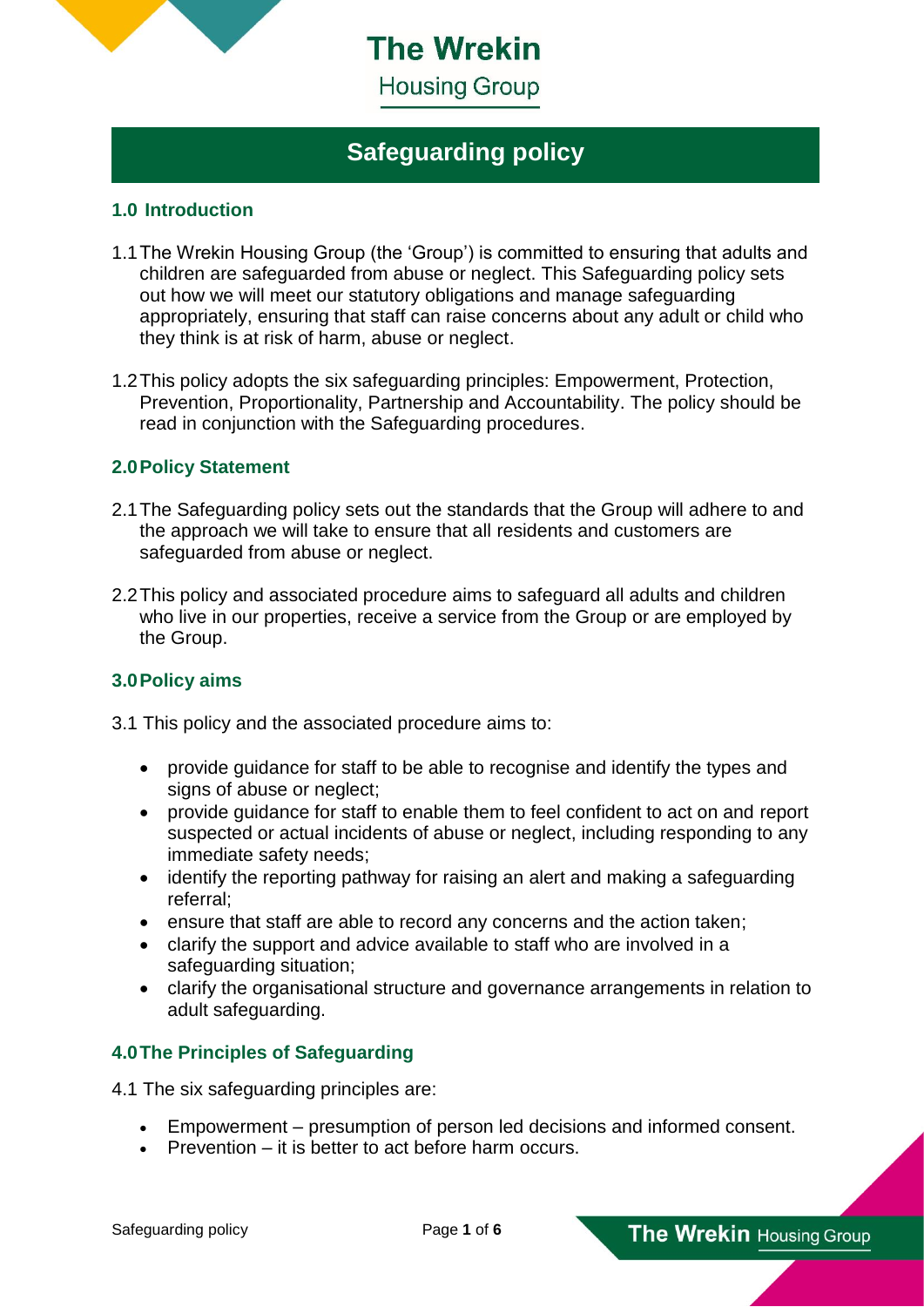# Safeguarding policy

## 1.0 Introduction

1.1 The Wrekin Housing Group (the 'Group') is committed to ensuring that adults and children are safeguarded from abuse or neglect. This Safeguarding policy sets out how we will meet our statutory obligations and manage safeguarding appropriately, ensuring that staff can raise concerns about any adult or child who they think is at risk of harm, abuse or neglect.

1.2 This policy adopts the six safeguarding principles: Empowerment, Protection, Prevention, Proportionality, Partnership and Accountability. The policy should be read in conjunction with the Safeguarding procedures.

## 2.0 Policy Statement

2.1 The Safeguarding policy sets out the standards that the Group will adhere to and the approach we will take to ensure that all residents and customers are safeguarded from abuse or neglect.

2.2 This policy and associated procedure aims to safeguard all adults and children who live in our properties, receive a service from the Group or are employed by the Group.

## 3.0 Policy aims

3.1 This policy and the associated procedure aims to:

- provide guidance for staff to be able to recognise and identify the types and signs of abuse or neglect;
- provide guidance for staff to enable them to feel confident to act on and report suspected or actual incidents of abuse or neglect, including responding to any immediate safety needs;
- identify the reporting pathway for raising an alert and making a safeguarding referral;
- ensure that staff are able to record any concerns and the action taken;
- clarify the support and advice available to staff who are involved in a safeguarding situation;
- clarify the organisational structure and governance arrangements in relation to adult safeguarding.

## 4.0 The Principles of Safeguarding

4.1 The six safeguarding principles are:

- Empowerment – presumption of person led decisions and informed consent.
- Prevention – it is better to act before harm occurs.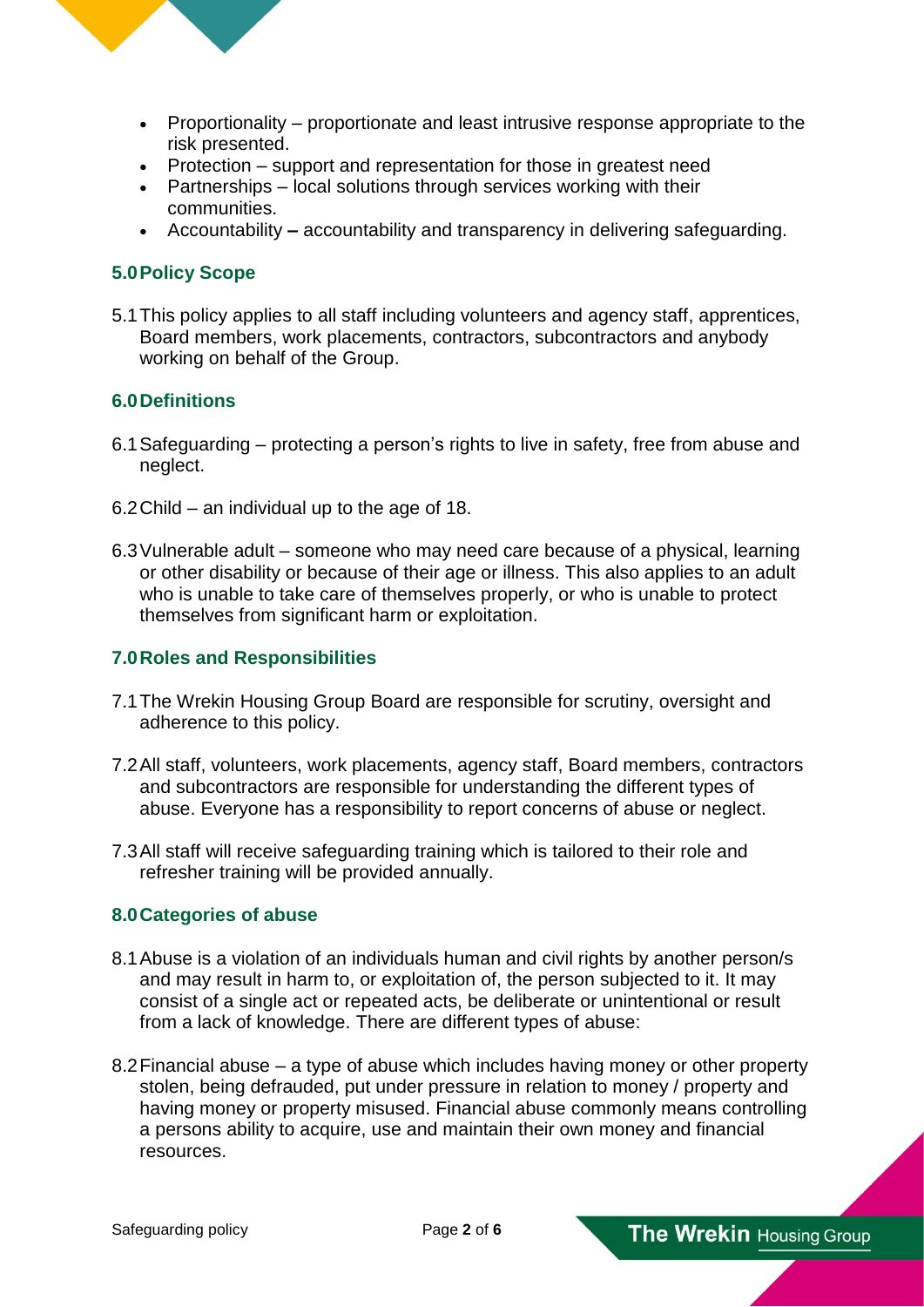- Proportionality – proportionate and least intrusive response appropriate to the risk presented.
- Protection – support and representation for those in greatest need
- Partnerships – local solutions through services working with their communities.
- Accountability **–** accountability and transparency in delivering safeguarding.

## 5.0 Policy Scope

5.1 This policy applies to all staff including volunteers and agency staff, apprentices, Board members, work placements, contractors, subcontractors and anybody working on behalf of the Group.

## 6.0 Definitions

6.1 Safeguarding – protecting a person's rights to live in safety, free from abuse and neglect.

6.2 Child – an individual up to the age of 18.

6.3 Vulnerable adult – someone who may need care because of a physical, learning or other disability or because of their age or illness. This also applies to an adult who is unable to take care of themselves properly, or who is unable to protect themselves from significant harm or exploitation.

## 7.0 Roles and Responsibilities

7.1 The Wrekin Housing Group Board are responsible for scrutiny, oversight and adherence to this policy.

7.2 All staff, volunteers, work placements, agency staff, Board members, contractors and subcontractors are responsible for understanding the different types of abuse. Everyone has a responsibility to report concerns of abuse or neglect.

7.3 All staff will receive safeguarding training which is tailored to their role and refresher training will be provided annually.

## 8.0 Categories of abuse

8.1 Abuse is a violation of an individuals human and civil rights by another person/s and may result in harm to, or exploitation of, the person subjected to it. It may consist of a single act or repeated acts, be deliberate or unintentional or result from a lack of knowledge. There are different types of abuse:

8.2 Financial abuse – a type of abuse which includes having money or other property stolen, being defrauded, put under pressure in relation to money / property and having money or property misused. Financial abuse commonly means controlling a persons ability to acquire, use and maintain their own money and financial resources.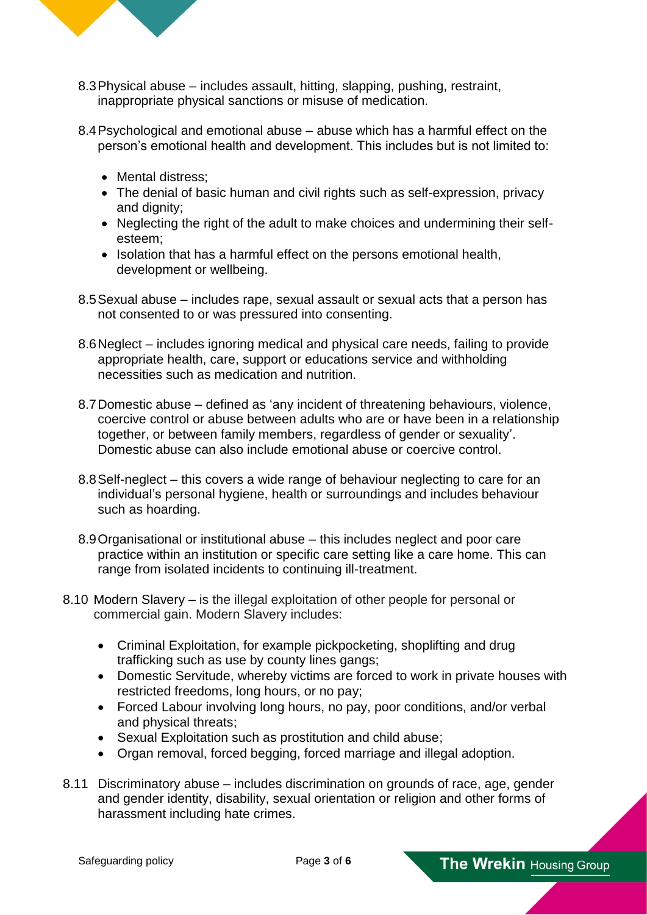8.3 Physical abuse – includes assault, hitting, slapping, pushing, restraint, inappropriate physical sanctions or misuse of medication.

8.4 Psychological and emotional abuse – abuse which has a harmful effect on the person's emotional health and development. This includes but is not limited to:

- Mental distress;
- The denial of basic human and civil rights such as self-expression, privacy and dignity;
- Neglecting the right of the adult to make choices and undermining their self-esteem;
- Isolation that has a harmful effect on the persons emotional health, development or wellbeing.

8.5 Sexual abuse – includes rape, sexual assault or sexual acts that a person has not consented to or was pressured into consenting.

8.6 Neglect – includes ignoring medical and physical care needs, failing to provide appropriate health, care, support or educations service and withholding necessities such as medication and nutrition.

8.7 Domestic abuse – defined as 'any incident of threatening behaviours, violence, coercive control or abuse between adults who are or have been in a relationship together, or between family members, regardless of gender or sexuality'. Domestic abuse can also include emotional abuse or coercive control.

8.8 Self-neglect – this covers a wide range of behaviour neglecting to care for an individual's personal hygiene, health or surroundings and includes behaviour such as hoarding.

8.9 Organisational or institutional abuse – this includes neglect and poor care practice within an institution or specific care setting like a care home. This can range from isolated incidents to continuing ill-treatment.

8.10 Modern Slavery – is the illegal exploitation of other people for personal or commercial gain. Modern Slavery includes:

- Criminal Exploitation, for example pickpocketing, shoplifting and drug trafficking such as use by county lines gangs;
- Domestic Servitude, whereby victims are forced to work in private houses with restricted freedoms, long hours, or no pay;
- Forced Labour involving long hours, no pay, poor conditions, and/or verbal and physical threats;
- Sexual Exploitation such as prostitution and child abuse;
- Organ removal, forced begging, forced marriage and illegal adoption.

8.11 Discriminatory abuse – includes discrimination on grounds of race, age, gender and gender identity, disability, sexual orientation or religion and other forms of harassment including hate crimes.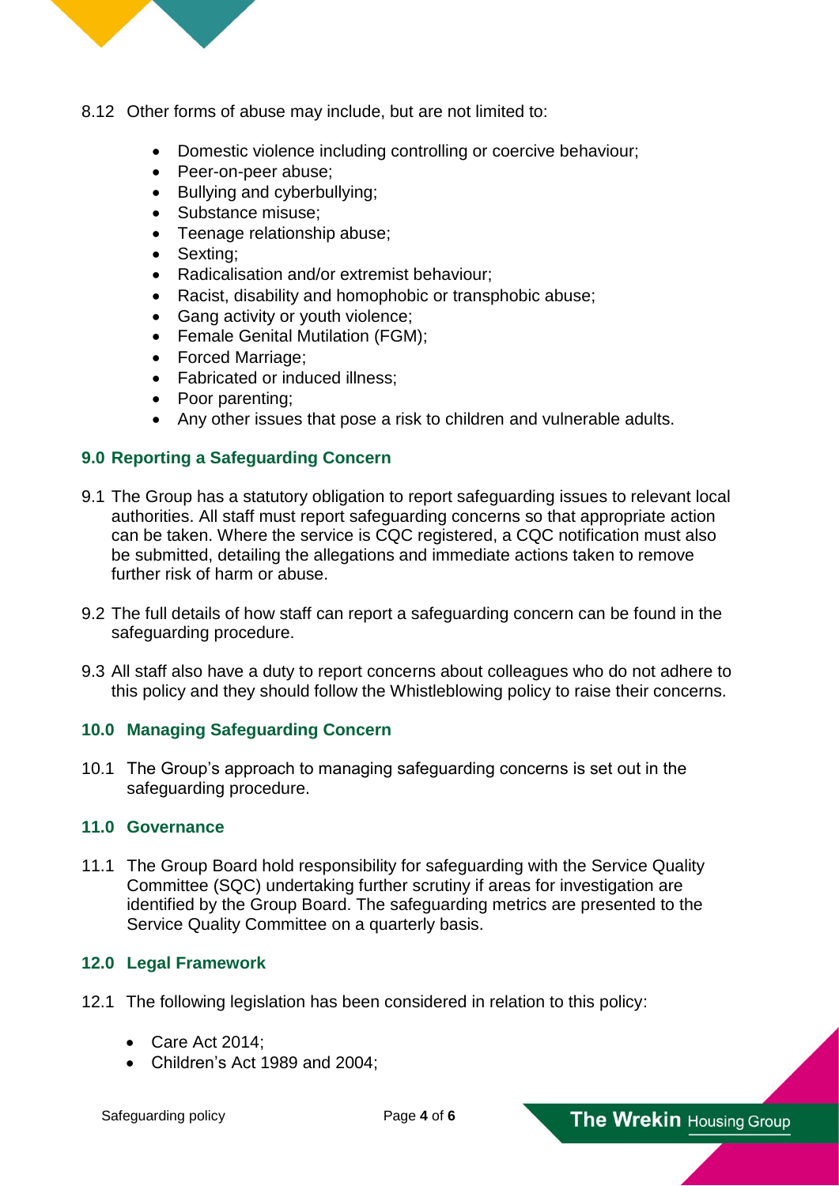8.12 Other forms of abuse may include, but are not limited to:

- Domestic violence including controlling or coercive behaviour;
- Peer-on-peer abuse;
- Bullying and cyberbullying;
- Substance misuse;
- Teenage relationship abuse;
- Sexting;
- Radicalisation and/or extremist behaviour;
- Racist, disability and homophobic or transphobic abuse;
- Gang activity or youth violence;
- Female Genital Mutilation (FGM);
- Forced Marriage;
- Fabricated or induced illness;
- Poor parenting;
- Any other issues that pose a risk to children and vulnerable adults.

## 9.0 Reporting a Safeguarding Concern

9.1 The Group has a statutory obligation to report safeguarding issues to relevant local authorities. All staff must report safeguarding concerns so that appropriate action can be taken. Where the service is CQC registered, a CQC notification must also be submitted, detailing the allegations and immediate actions taken to remove further risk of harm or abuse.

9.2 The full details of how staff can report a safeguarding concern can be found in the safeguarding procedure.

9.3 All staff also have a duty to report concerns about colleagues who do not adhere to this policy and they should follow the Whistleblowing policy to raise their concerns.

## 10.0 Managing Safeguarding Concern

10.1 The Group's approach to managing safeguarding concerns is set out in the safeguarding procedure.

## 11.0 Governance

11.1 The Group Board hold responsibility for safeguarding with the Service Quality Committee (SQC) undertaking further scrutiny if areas for investigation are identified by the Group Board. The safeguarding metrics are presented to the Service Quality Committee on a quarterly basis.

## 12.0 Legal Framework

12.1 The following legislation has been considered in relation to this policy:

- Care Act 2014;
- Children's Act 1989 and 2004;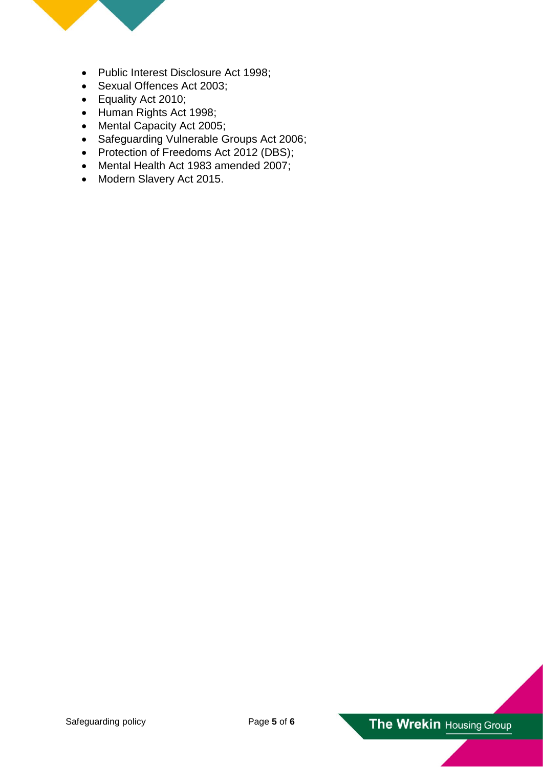- Public Interest Disclosure Act 1998;
- Sexual Offences Act 2003;
- Equality Act 2010;
- Human Rights Act 1998;
- Mental Capacity Act 2005;
- Safeguarding Vulnerable Groups Act 2006;
- Protection of Freedoms Act 2012 (DBS);
- Mental Health Act 1983 amended 2007;
- Modern Slavery Act 2015.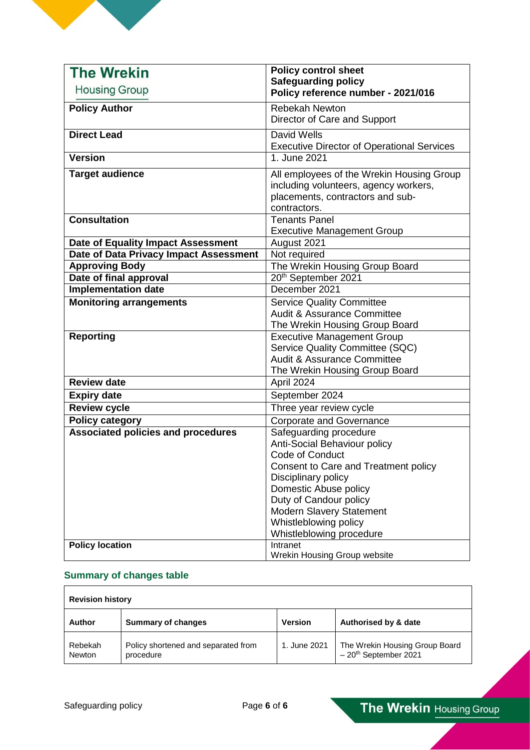| **The Wrekin** Housing Group | **Policy control sheet** **Safeguarding policy** **Policy reference number - 2021/016** |
|---|---|
| **Policy Author** | Rebekah Newton<br>Director of Care and Support |
| **Direct Lead** | David Wells<br>Executive Director of Operational Services |
| **Version** | 1. June 2021 |
| **Target audience** | All employees of the Wrekin Housing Group including volunteers, agency workers, placements, contractors and sub-contractors. |
| **Consultation** | Tenants Panel<br>Executive Management Group |
| **Date of Equality Impact Assessment** | August 2021 |
| **Date of Data Privacy Impact Assessment** | Not required |
| **Approving Body** | The Wrekin Housing Group Board |
| **Date of final approval** | 20th September 2021 |
| **Implementation date** | December 2021 |
| **Monitoring arrangements** | Service Quality Committee<br>Audit & Assurance Committee<br>The Wrekin Housing Group Board |
| **Reporting** | Executive Management Group<br>Service Quality Committee (SQC)<br>Audit & Assurance Committee<br>The Wrekin Housing Group Board |
| **Review date** | April 2024 |
| **Expiry date** | September 2024 |
| **Review cycle** | Three year review cycle |
| **Policy category** | Corporate and Governance |
| **Associated policies and procedures** | Safeguarding procedure<br>Anti-Social Behaviour policy<br>Code of Conduct<br>Consent to Care and Treatment policy<br>Disciplinary policy<br>Domestic Abuse policy<br>Duty of Candour policy<br>Modern Slavery Statement<br>Whistleblowing policy<br>Whistleblowing procedure |
| **Policy location** | Intranet<br>Wrekin Housing Group website |

## Summary of changes table

| **Revision history** | | | |
|---|---|---|---|
| **Author** | **Summary of changes** | **Version** | **Authorised by & date** |
| Rebekah Newton | Policy shortened and separated from procedure | 1. June 2021 | The Wrekin Housing Group Board – 20th September 2021 |